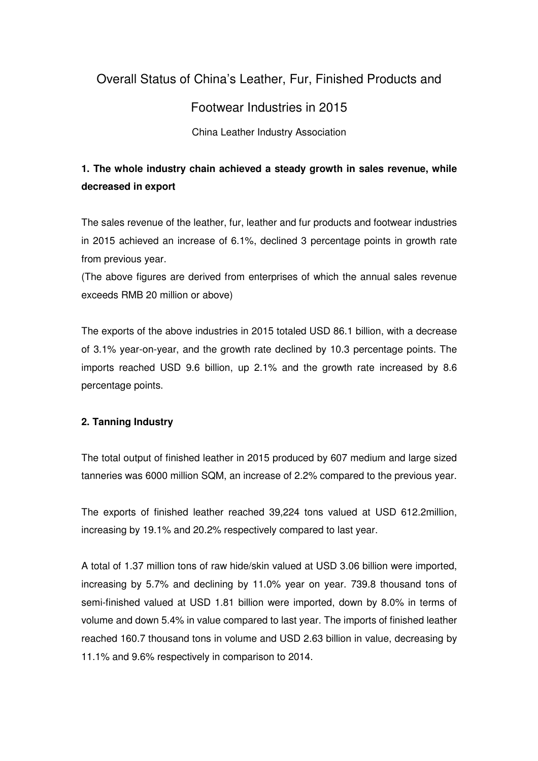# Overall Status of China's Leather, Fur, Finished Products and Footwear Industries in 2015

China Leather Industry Association

## 1. The whole industry chain achieved a steady growth in sales revenue, while decreased in export

The sales revenue of the leather, fur, leather and fur products and footwear industries in 2015 achieved an increase of 6.1%, declined 3 percentage points in growth rate from previous year.
(The above figures are derived from enterprises of which the annual sales revenue exceeds RMB 20 million or above)

The exports of the above industries in 2015 totaled USD 86.1 billion, with a decrease of 3.1% year-on-year, and the growth rate declined by 10.3 percentage points. The imports reached USD 9.6 billion, up 2.1% and the growth rate increased by 8.6 percentage points.

## 2. Tanning Industry

The total output of finished leather in 2015 produced by 607 medium and large sized tanneries was 6000 million SQM, an increase of 2.2% compared to the previous year.

The exports of finished leather reached 39,224 tons valued at USD 612.2million, increasing by 19.1% and 20.2% respectively compared to last year.

A total of 1.37 million tons of raw hide/skin valued at USD 3.06 billion were imported, increasing by 5.7% and declining by 11.0% year on year. 739.8 thousand tons of semi-finished valued at USD 1.81 billion were imported, down by 8.0% in terms of volume and down 5.4% in value compared to last year. The imports of finished leather reached 160.7 thousand tons in volume and USD 2.63 billion in value, decreasing by 11.1% and 9.6% respectively in comparison to 2014.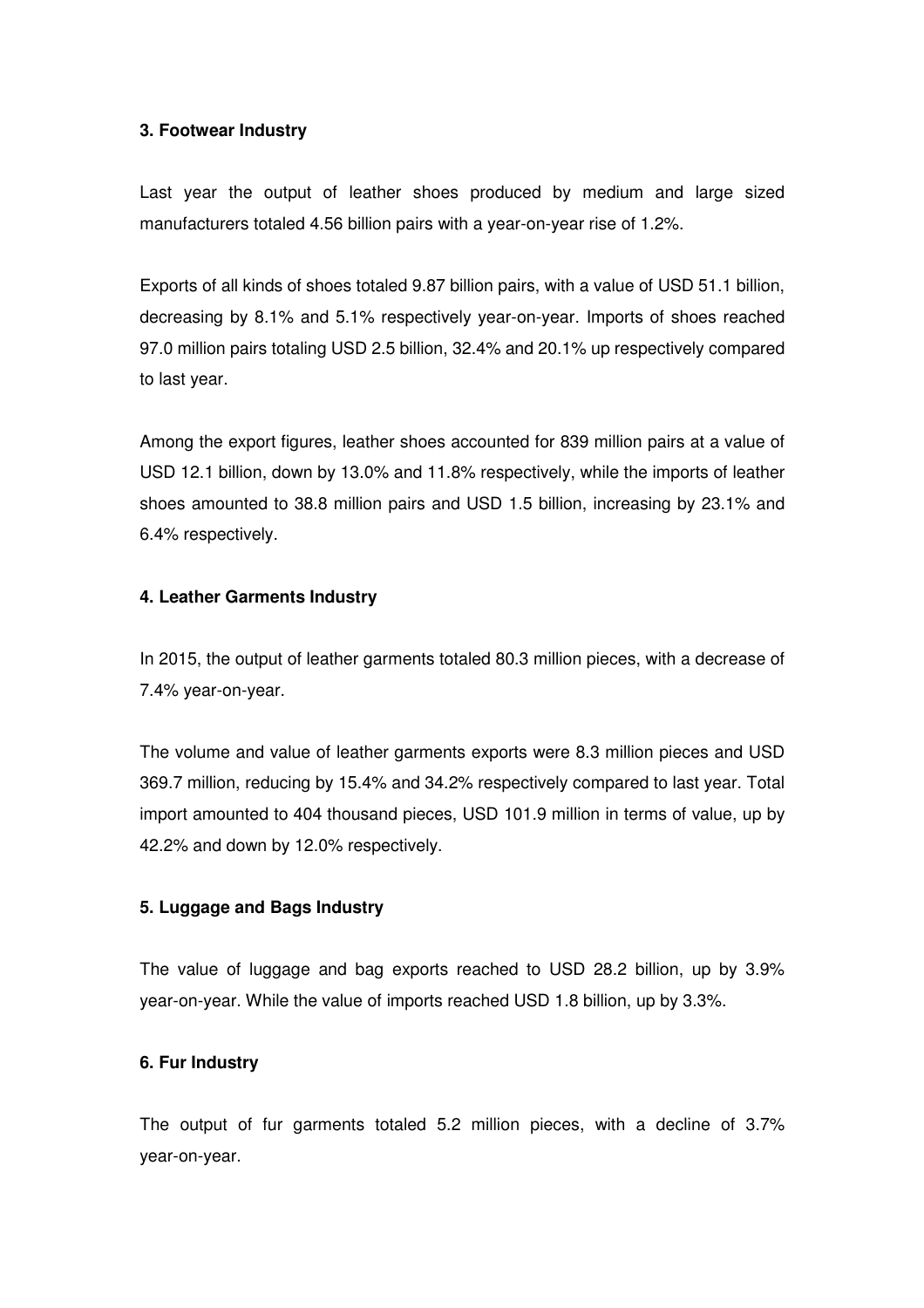### 3. Footwear Industry

Last year the output of leather shoes produced by medium and large sized manufacturers totaled 4.56 billion pairs with a year-on-year rise of 1.2%.

Exports of all kinds of shoes totaled 9.87 billion pairs, with a value of USD 51.1 billion, decreasing by 8.1% and 5.1% respectively year-on-year. Imports of shoes reached 97.0 million pairs totaling USD 2.5 billion, 32.4% and 20.1% up respectively compared to last year.

Among the export figures, leather shoes accounted for 839 million pairs at a value of USD 12.1 billion, down by 13.0% and 11.8% respectively, while the imports of leather shoes amounted to 38.8 million pairs and USD 1.5 billion, increasing by 23.1% and 6.4% respectively.

### 4. Leather Garments Industry

In 2015, the output of leather garments totaled 80.3 million pieces, with a decrease of 7.4% year-on-year.

The volume and value of leather garments exports were 8.3 million pieces and USD 369.7 million, reducing by 15.4% and 34.2% respectively compared to last year. Total import amounted to 404 thousand pieces, USD 101.9 million in terms of value, up by 42.2% and down by 12.0% respectively.

### 5. Luggage and Bags Industry

The value of luggage and bag exports reached to USD 28.2 billion, up by 3.9% year-on-year. While the value of imports reached USD 1.8 billion, up by 3.3%.

### 6. Fur Industry

The output of fur garments totaled 5.2 million pieces, with a decline of 3.7% year-on-year.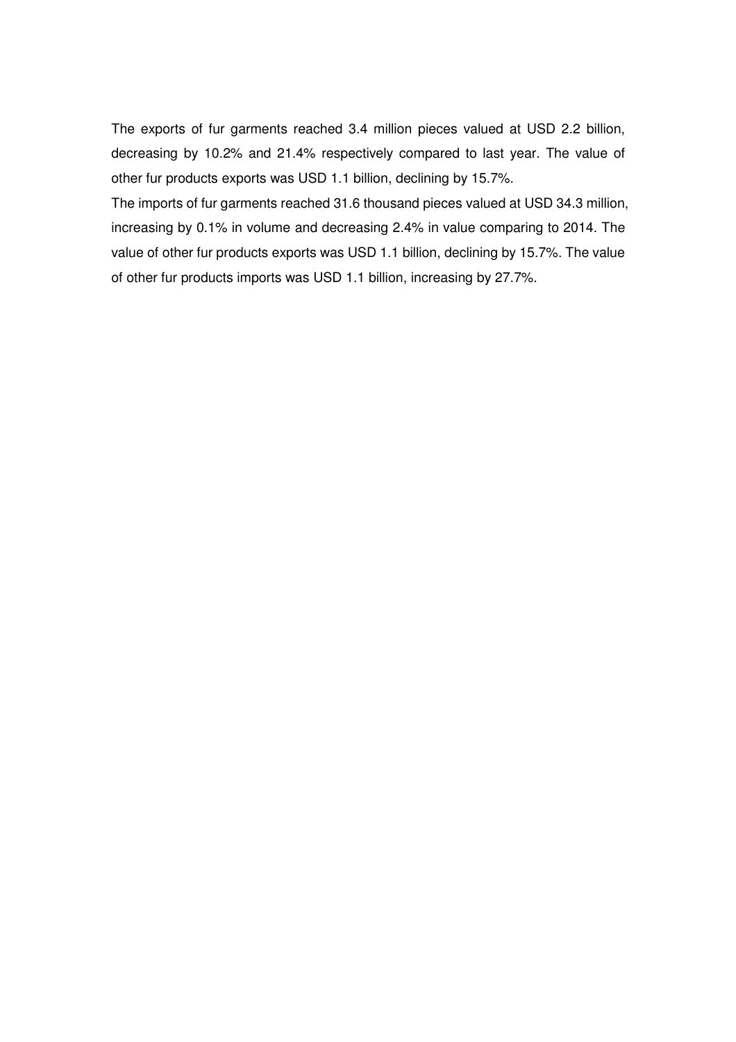The exports of fur garments reached 3.4 million pieces valued at USD 2.2 billion, decreasing by 10.2% and 21.4% respectively compared to last year. The value of other fur products exports was USD 1.1 billion, declining by 15.7%.

The imports of fur garments reached 31.6 thousand pieces valued at USD 34.3 million, increasing by 0.1% in volume and decreasing 2.4% in value comparing to 2014. The value of other fur products exports was USD 1.1 billion, declining by 15.7%. The value of other fur products imports was USD 1.1 billion, increasing by 27.7%.